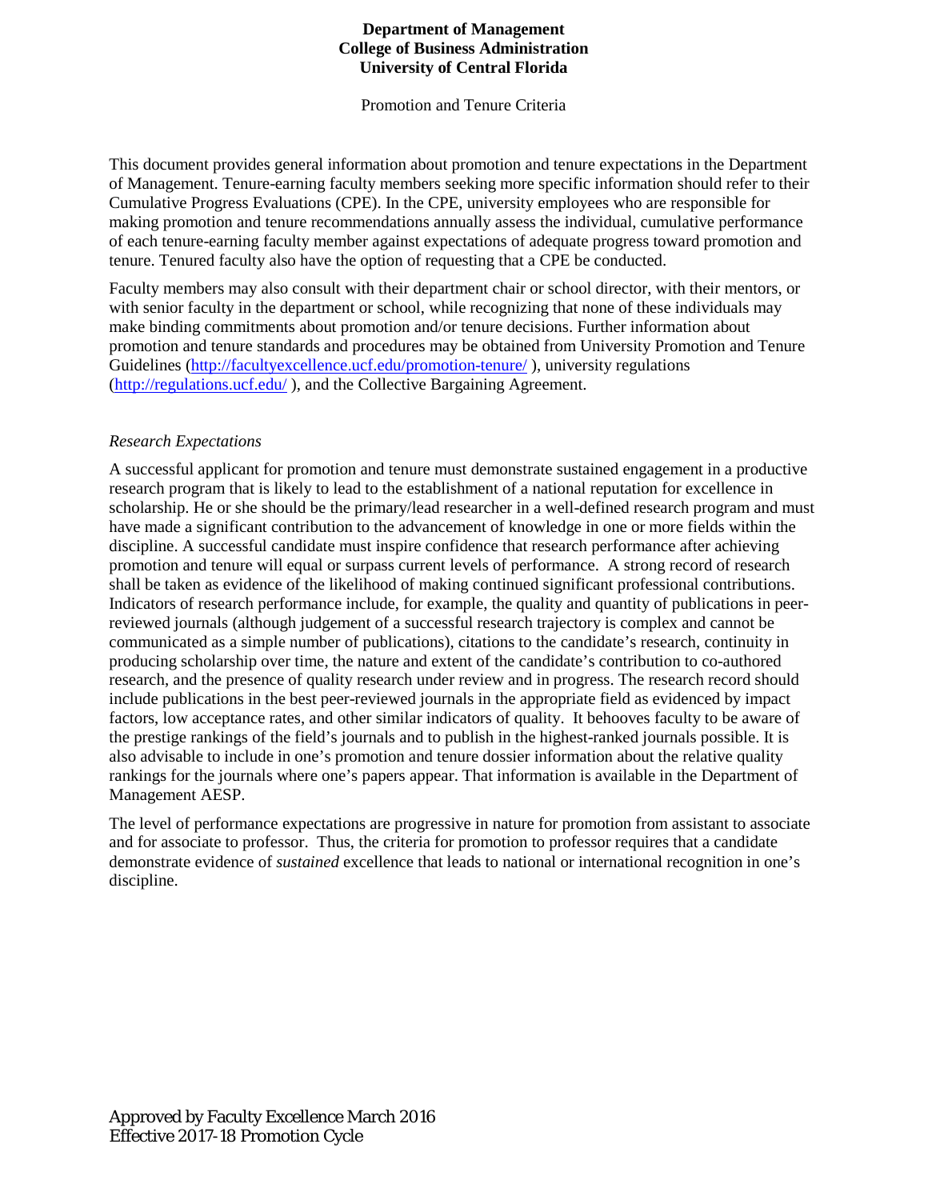**Department of Management**
**College of Business Administration**
**University of Central Florida**

Promotion and Tenure Criteria

This document provides general information about promotion and tenure expectations in the Department of Management. Tenure-earning faculty members seeking more specific information should refer to their Cumulative Progress Evaluations (CPE). In the CPE, university employees who are responsible for making promotion and tenure recommendations annually assess the individual, cumulative performance of each tenure-earning faculty member against expectations of adequate progress toward promotion and tenure. Tenured faculty also have the option of requesting that a CPE be conducted.

Faculty members may also consult with their department chair or school director, with their mentors, or with senior faculty in the department or school, while recognizing that none of these individuals may make binding commitments about promotion and/or tenure decisions. Further information about promotion and tenure standards and procedures may be obtained from University Promotion and Tenure Guidelines (http://facultyexcellence.ucf.edu/promotion-tenure/ ), university regulations (http://regulations.ucf.edu/ ), and the Collective Bargaining Agreement.

*Research Expectations*

A successful applicant for promotion and tenure must demonstrate sustained engagement in a productive research program that is likely to lead to the establishment of a national reputation for excellence in scholarship. He or she should be the primary/lead researcher in a well-defined research program and must have made a significant contribution to the advancement of knowledge in one or more fields within the discipline. A successful candidate must inspire confidence that research performance after achieving promotion and tenure will equal or surpass current levels of performance. A strong record of research shall be taken as evidence of the likelihood of making continued significant professional contributions. Indicators of research performance include, for example, the quality and quantity of publications in peer-reviewed journals (although judgement of a successful research trajectory is complex and cannot be communicated as a simple number of publications), citations to the candidate's research, continuity in producing scholarship over time, the nature and extent of the candidate's contribution to co-authored research, and the presence of quality research under review and in progress. The research record should include publications in the best peer-reviewed journals in the appropriate field as evidenced by impact factors, low acceptance rates, and other similar indicators of quality. It behooves faculty to be aware of the prestige rankings of the field's journals and to publish in the highest-ranked journals possible. It is also advisable to include in one's promotion and tenure dossier information about the relative quality rankings for the journals where one's papers appear. That information is available in the Department of Management AESP.

The level of performance expectations are progressive in nature for promotion from assistant to associate and for associate to professor. Thus, the criteria for promotion to professor requires that a candidate demonstrate evidence of *sustained* excellence that leads to national or international recognition in one's discipline.

Approved by Faculty Excellence March 2016
Effective 2017-18 Promotion Cycle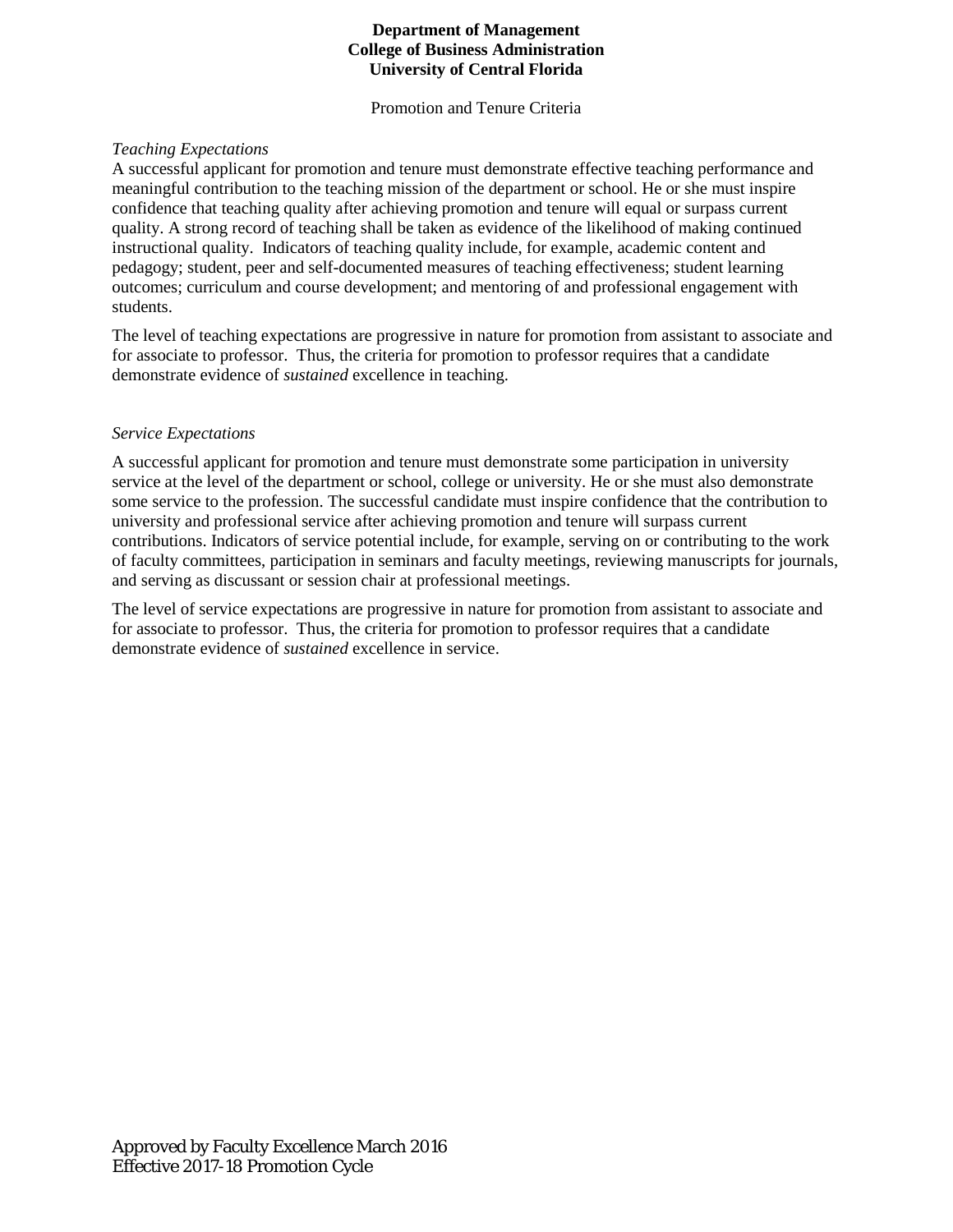**Department of Management**
**College of Business Administration**
**University of Central Florida**

Promotion and Tenure Criteria

*Teaching Expectations*

A successful applicant for promotion and tenure must demonstrate effective teaching performance and meaningful contribution to the teaching mission of the department or school. He or she must inspire confidence that teaching quality after achieving promotion and tenure will equal or surpass current quality. A strong record of teaching shall be taken as evidence of the likelihood of making continued instructional quality. Indicators of teaching quality include, for example, academic content and pedagogy; student, peer and self-documented measures of teaching effectiveness; student learning outcomes; curriculum and course development; and mentoring of and professional engagement with students.

The level of teaching expectations are progressive in nature for promotion from assistant to associate and for associate to professor. Thus, the criteria for promotion to professor requires that a candidate demonstrate evidence of *sustained* excellence in teaching.

*Service Expectations*

A successful applicant for promotion and tenure must demonstrate some participation in university service at the level of the department or school, college or university. He or she must also demonstrate some service to the profession. The successful candidate must inspire confidence that the contribution to university and professional service after achieving promotion and tenure will surpass current contributions. Indicators of service potential include, for example, serving on or contributing to the work of faculty committees, participation in seminars and faculty meetings, reviewing manuscripts for journals, and serving as discussant or session chair at professional meetings.

The level of service expectations are progressive in nature for promotion from assistant to associate and for associate to professor. Thus, the criteria for promotion to professor requires that a candidate demonstrate evidence of *sustained* excellence in service.

Approved by Faculty Excellence March 2016
Effective 2017-18 Promotion Cycle